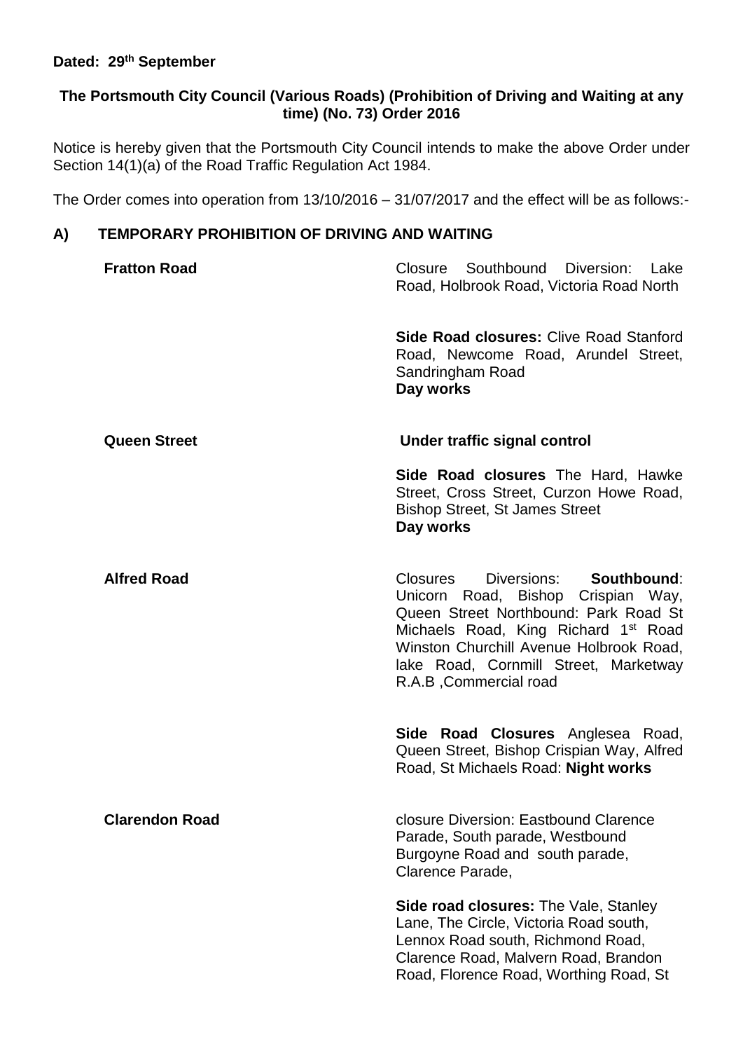**Dated: 29th September**

**The Portsmouth City Council (Various Roads) (Prohibition of Driving and Waiting at any time) (No. 73) Order 2016**

Notice is hereby given that the Portsmouth City Council intends to make the above Order under Section 14(1)(a) of the Road Traffic Regulation Act 1984.

The Order comes into operation from 13/10/2016 – 31/07/2017 and the effect will be as follows:-

## A) TEMPORARY PROHIBITION OF DRIVING AND WAITING

**Fratton Road**

Closure Southbound Diversion: Lake Road, Holbrook Road, Victoria Road North

**Side Road closures:** Clive Road Stanford Road, Newcome Road, Arundel Street, Sandringham Road
**Day works**

**Queen Street**

**Under traffic signal control**

**Side Road closures** The Hard, Hawke Street, Cross Street, Curzon Howe Road, Bishop Street, St James Street
**Day works**

**Alfred Road**

Closures Diversions: **Southbound**: Unicorn Road, Bishop Crispian Way, Queen Street Northbound: Park Road St Michaels Road, King Richard 1st Road Winston Churchill Avenue Holbrook Road, lake Road, Cornmill Street, Marketway R.A.B ,Commercial road

**Side Road Closures** Anglesea Road, Queen Street, Bishop Crispian Way, Alfred Road, St Michaels Road: **Night works**

**Clarendon Road**

closure Diversion: Eastbound Clarence Parade, South parade, Westbound Burgoyne Road and south parade, Clarence Parade,

**Side road closures:** The Vale, Stanley Lane, The Circle, Victoria Road south, Lennox Road south, Richmond Road, Clarence Road, Malvern Road, Brandon Road, Florence Road, Worthing Road, St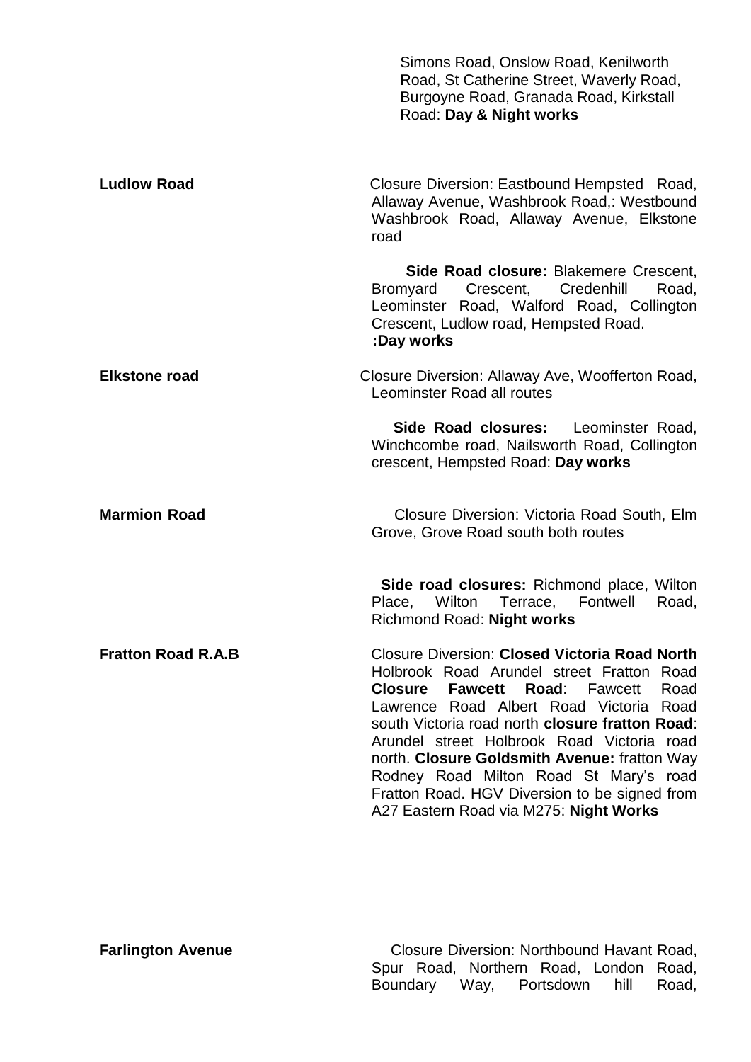Simons Road, Onslow Road, Kenilworth Road, St Catherine Street, Waverly Road, Burgoyne Road, Granada Road, Kirkstall Road: **Day & Night works**

| | |
|---|---|
| **Ludlow Road** | Closure Diversion: Eastbound Hempsted Road, Allaway Avenue, Washbrook Road,: Westbound Washbrook Road, Allaway Avenue, Elkstone road<br><br>**Side Road closure:** Blakemere Crescent, Bromyard Crescent, Credenhill Road, Leominster Road, Walford Road, Collington Crescent, Ludlow road, Hempsted Road. **:Day works** |
| **Elkstone road** | Closure Diversion: Allaway Ave, Woofferton Road, Leominster Road all routes<br><br>**Side Road closures:** Leominster Road, Winchcombe road, Nailsworth Road, Collington crescent, Hempsted Road: **Day works** |
| **Marmion Road** | Closure Diversion: Victoria Road South, Elm Grove, Grove Road south both routes<br><br>**Side road closures:** Richmond place, Wilton Place, Wilton Terrace, Fontwell Road, Richmond Road: **Night works** |
| **Fratton Road R.A.B** | Closure Diversion: **Closed Victoria Road North** Holbrook Road Arundel street Fratton Road **Closure Fawcett Road**: Fawcett Road Lawrence Road Albert Road Victoria Road south Victoria road north **closure fratton Road**: Arundel street Holbrook Road Victoria road north. **Closure Goldsmith Avenue:** fratton Way Rodney Road Milton Road St Mary's road Fratton Road. HGV Diversion to be signed from A27 Eastern Road via M275: **Night Works** |
| **Farlington Avenue** | Closure Diversion: Northbound Havant Road, Spur Road, Northern Road, London Road, Boundary Way, Portsdown hill Road, |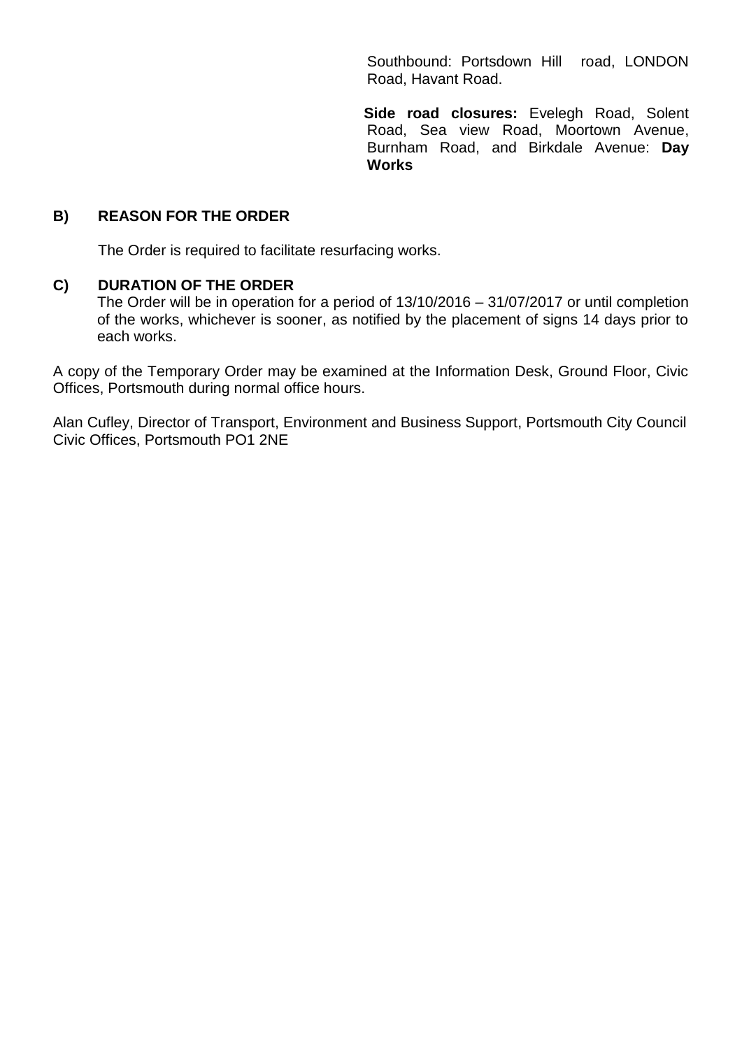Southbound: Portsdown Hill road, LONDON Road, Havant Road.

**Side road closures:** Evelegh Road, Solent Road, Sea view Road, Moortown Avenue, Burnham Road, and Birkdale Avenue: **Day Works**

## B) REASON FOR THE ORDER

The Order is required to facilitate resurfacing works.

## C) DURATION OF THE ORDER

The Order will be in operation for a period of 13/10/2016 – 31/07/2017 or until completion of the works, whichever is sooner, as notified by the placement of signs 14 days prior to each works.

A copy of the Temporary Order may be examined at the Information Desk, Ground Floor, Civic Offices, Portsmouth during normal office hours.

Alan Cufley, Director of Transport, Environment and Business Support, Portsmouth City Council
Civic Offices, Portsmouth PO1 2NE